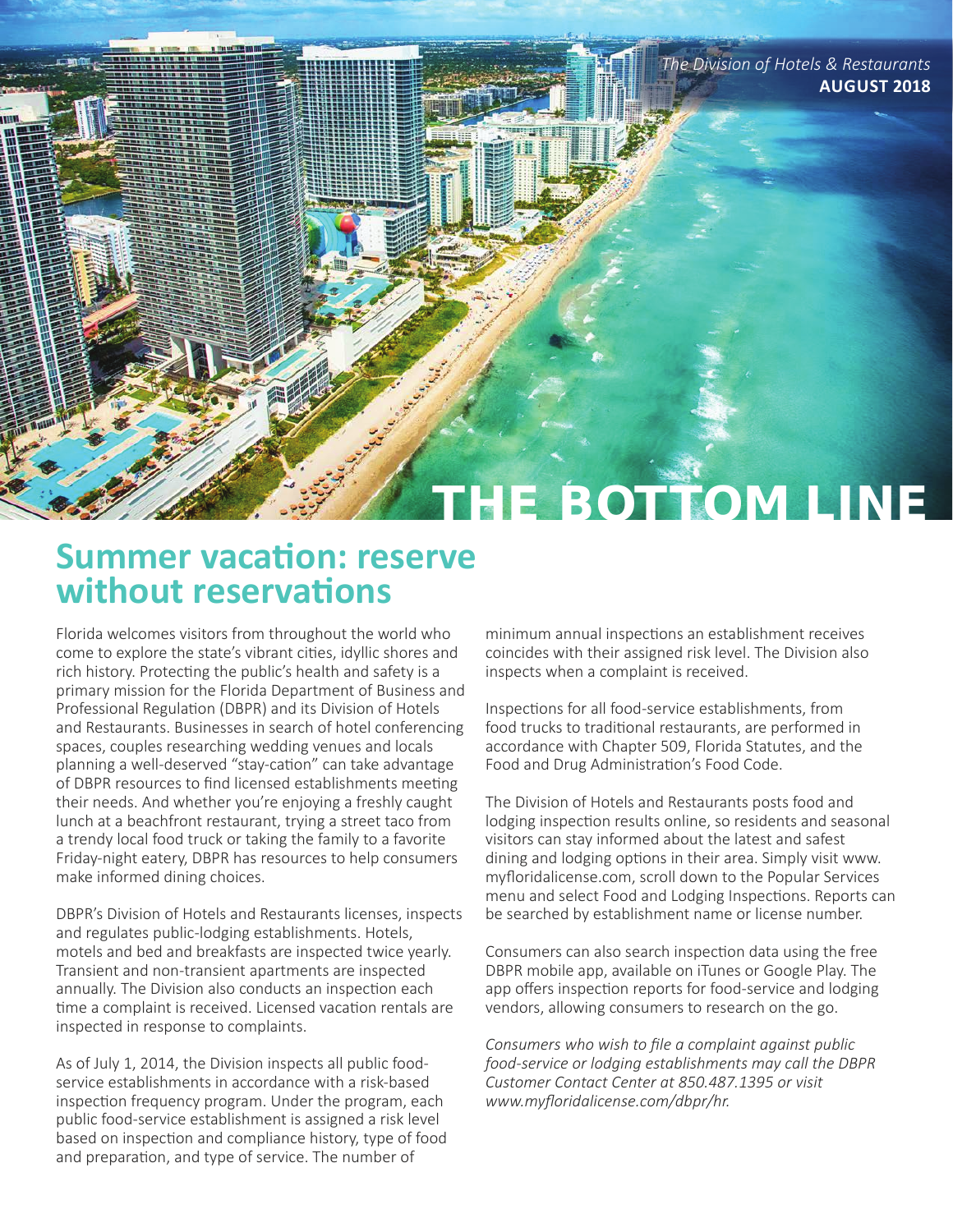*The Division of Hotels & Restaurants*
**AUGUST 2018**

# THE BOTTOM LINE

## Summer vacation: reserve without reservations

Florida welcomes visitors from throughout the world who come to explore the state's vibrant cities, idyllic shores and rich history. Protecting the public's health and safety is a primary mission for the Florida Department of Business and Professional Regulation (DBPR) and its Division of Hotels and Restaurants. Businesses in search of hotel conferencing spaces, couples researching wedding venues and locals planning a well-deserved "stay-cation" can take advantage of DBPR resources to find licensed establishments meeting their needs. And whether you're enjoying a freshly caught lunch at a beachfront restaurant, trying a street taco from a trendy local food truck or taking the family to a favorite Friday-night eatery, DBPR has resources to help consumers make informed dining choices.

DBPR's Division of Hotels and Restaurants licenses, inspects and regulates public-lodging establishments. Hotels, motels and bed and breakfasts are inspected twice yearly. Transient and non-transient apartments are inspected annually. The Division also conducts an inspection each time a complaint is received. Licensed vacation rentals are inspected in response to complaints.

As of July 1, 2014, the Division inspects all public food-service establishments in accordance with a risk-based inspection frequency program. Under the program, each public food-service establishment is assigned a risk level based on inspection and compliance history, type of food and preparation, and type of service. The number of minimum annual inspections an establishment receives coincides with their assigned risk level. The Division also inspects when a complaint is received.

Inspections for all food-service establishments, from food trucks to traditional restaurants, are performed in accordance with Chapter 509, Florida Statutes, and the Food and Drug Administration's Food Code.

The Division of Hotels and Restaurants posts food and lodging inspection results online, so residents and seasonal visitors can stay informed about the latest and safest dining and lodging options in their area. Simply visit www.myfloridalicense.com, scroll down to the Popular Services menu and select Food and Lodging Inspections. Reports can be searched by establishment name or license number.

Consumers can also search inspection data using the free DBPR mobile app, available on iTunes or Google Play. The app offers inspection reports for food-service and lodging vendors, allowing consumers to research on the go.

*Consumers who wish to file a complaint against public food-service or lodging establishments may call the DBPR Customer Contact Center at 850.487.1395 or visit www.myfloridalicense.com/dbpr/hr.*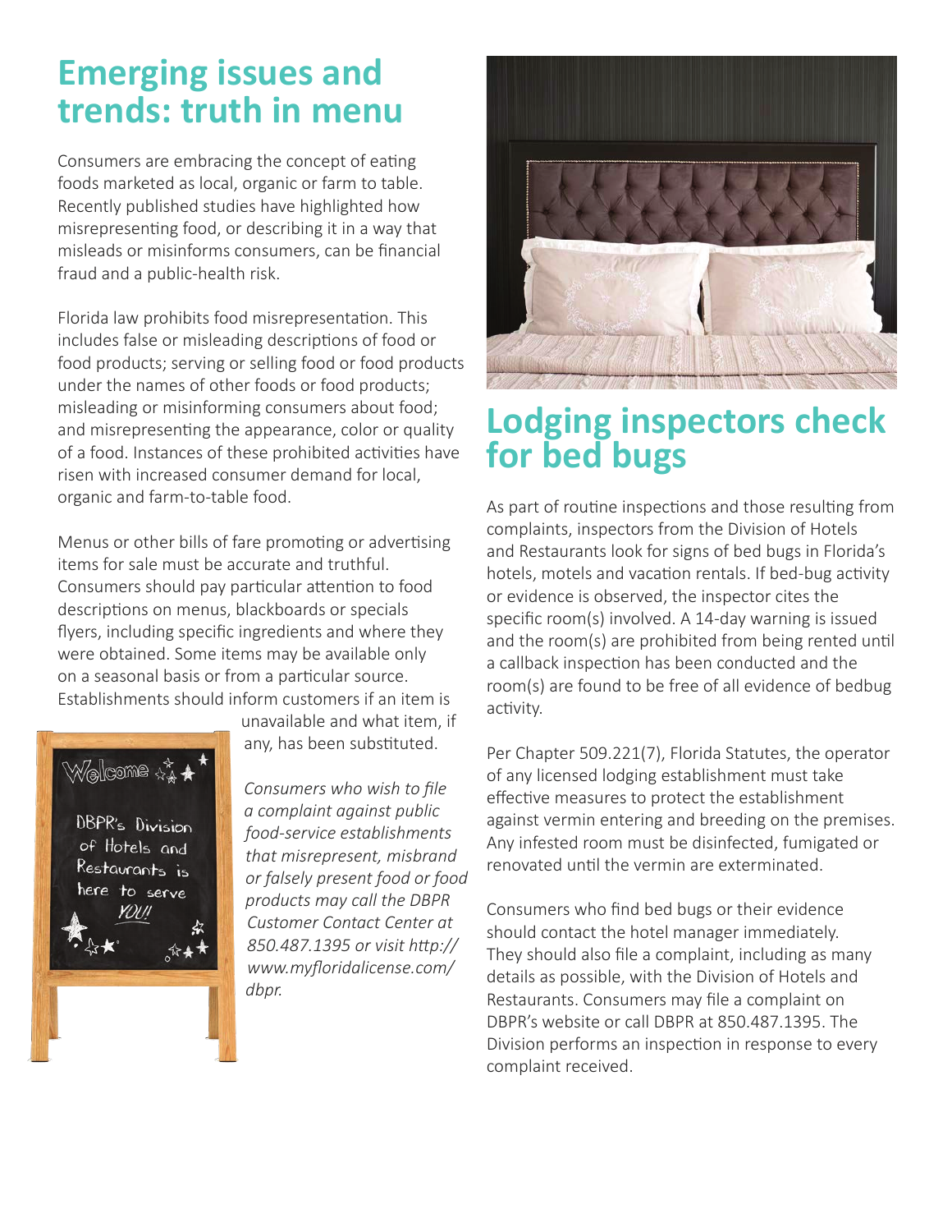# Emerging issues and trends: truth in menu

Consumers are embracing the concept of eating foods marketed as local, organic or farm to table. Recently published studies have highlighted how misrepresenting food, or describing it in a way that misleads or misinforms consumers, can be financial fraud and a public-health risk.

Florida law prohibits food misrepresentation. This includes false or misleading descriptions of food or food products; serving or selling food or food products under the names of other foods or food products; misleading or misinforming consumers about food; and misrepresenting the appearance, color or quality of a food. Instances of these prohibited activities have risen with increased consumer demand for local, organic and farm-to-table food.

Menus or other bills of fare promoting or advertising items for sale must be accurate and truthful. Consumers should pay particular attention to food descriptions on menus, blackboards or specials flyers, including specific ingredients and where they were obtained. Some items may be available only on a seasonal basis or from a particular source. Establishments should inform customers if an item is unavailable and what item, if any, has been substituted.

*Consumers who wish to file a complaint against public food-service establishments that misrepresent, misbrand or falsely present food or food products may call the DBPR Customer Contact Center at 850.487.1395 or visit http://www.myfloridalicense.com/dbpr.*

# Lodging inspectors check for bed bugs

As part of routine inspections and those resulting from complaints, inspectors from the Division of Hotels and Restaurants look for signs of bed bugs in Florida's hotels, motels and vacation rentals. If bed-bug activity or evidence is observed, the inspector cites the specific room(s) involved. A 14-day warning is issued and the room(s) are prohibited from being rented until a callback inspection has been conducted and the room(s) are found to be free of all evidence of bedbug activity.

Per Chapter 509.221(7), Florida Statutes, the operator of any licensed lodging establishment must take effective measures to protect the establishment against vermin entering and breeding on the premises. Any infested room must be disinfected, fumigated or renovated until the vermin are exterminated.

Consumers who find bed bugs or their evidence should contact the hotel manager immediately. They should also file a complaint, including as many details as possible, with the Division of Hotels and Restaurants. Consumers may file a complaint on DBPR's website or call DBPR at 850.487.1395. The Division performs an inspection in response to every complaint received.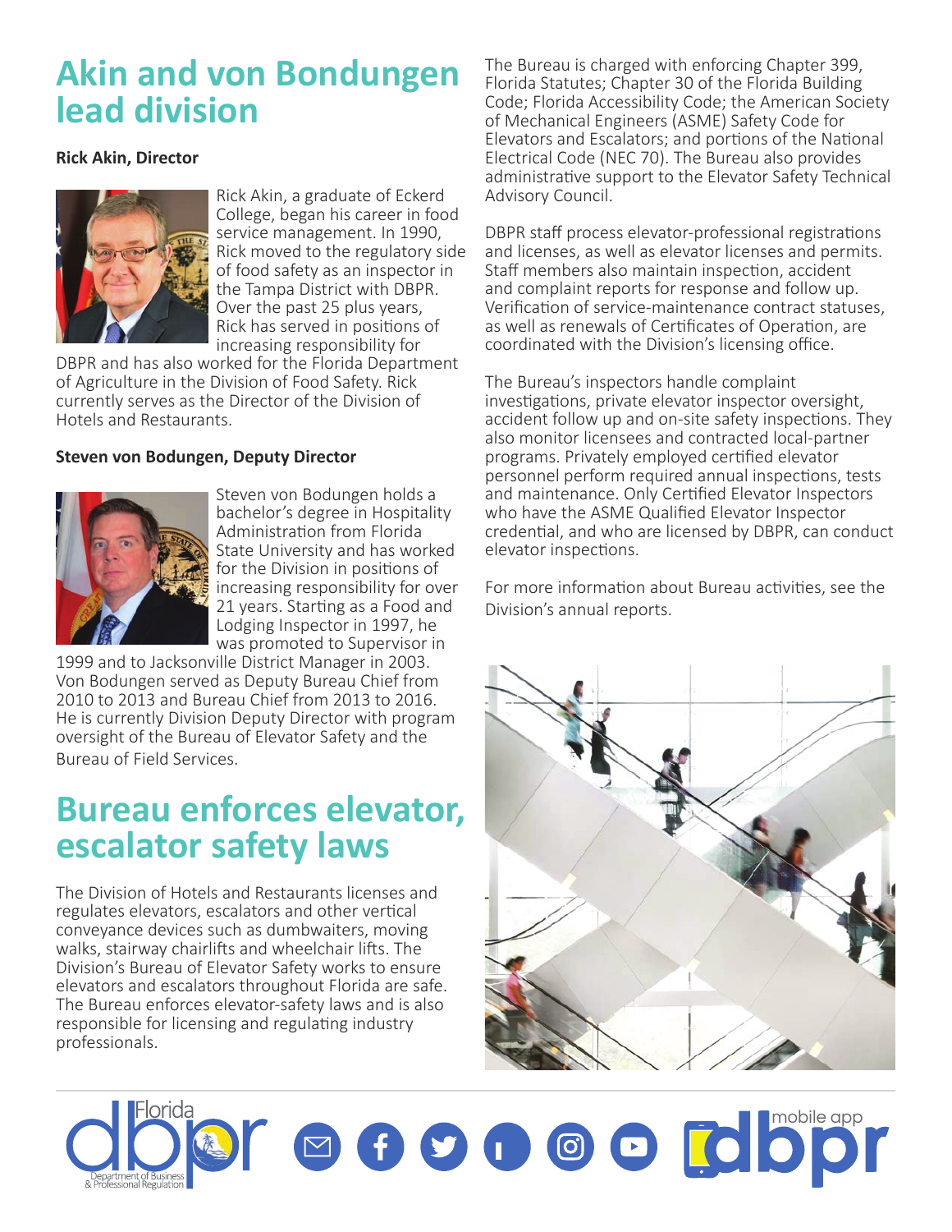# Akin and von Bondungen lead division

**Rick Akin, Director**

Rick Akin, a graduate of Eckerd College, began his career in food service management. In 1990, Rick moved to the regulatory side of food safety as an inspector in the Tampa District with DBPR. Over the past 25 plus years, Rick has served in positions of increasing responsibility for DBPR and has also worked for the Florida Department of Agriculture in the Division of Food Safety. Rick currently serves as the Director of the Division of Hotels and Restaurants.

**Steven von Bodungen, Deputy Director**

Steven von Bodungen holds a bachelor's degree in Hospitality Administration from Florida State University and has worked for the Division in positions of increasing responsibility for over 21 years. Starting as a Food and Lodging Inspector in 1997, he was promoted to Supervisor in 1999 and to Jacksonville District Manager in 2003. Von Bodungen served as Deputy Bureau Chief from 2010 to 2013 and Bureau Chief from 2013 to 2016. He is currently Division Deputy Director with program oversight of the Bureau of Elevator Safety and the Bureau of Field Services.

# Bureau enforces elevator, escalator safety laws

The Division of Hotels and Restaurants licenses and regulates elevators, escalators and other vertical conveyance devices such as dumbwaiters, moving walks, stairway chairlifts and wheelchair lifts. The Division's Bureau of Elevator Safety works to ensure elevators and escalators throughout Florida are safe. The Bureau enforces elevator-safety laws and is also responsible for licensing and regulating industry professionals.

The Bureau is charged with enforcing Chapter 399, Florida Statutes; Chapter 30 of the Florida Building Code; Florida Accessibility Code; the American Society of Mechanical Engineers (ASME) Safety Code for Elevators and Escalators; and portions of the National Electrical Code (NEC 70). The Bureau also provides administrative support to the Elevator Safety Technical Advisory Council.

DBPR staff process elevator-professional registrations and licenses, as well as elevator licenses and permits. Staff members also maintain inspection, accident and complaint reports for response and follow up. Verification of service-maintenance contract statuses, as well as renewals of Certificates of Operation, are coordinated with the Division's licensing office.

The Bureau's inspectors handle complaint investigations, private elevator inspector oversight, accident follow up and on-site safety inspections. They also monitor licensees and contracted local-partner programs. Privately employed certified elevator personnel perform required annual inspections, tests and maintenance. Only Certified Elevator Inspectors who have the ASME Qualified Elevator Inspector credential, and who are licensed by DBPR, can conduct elevator inspections.

For more information about Bureau activities, see the Division's annual reports.